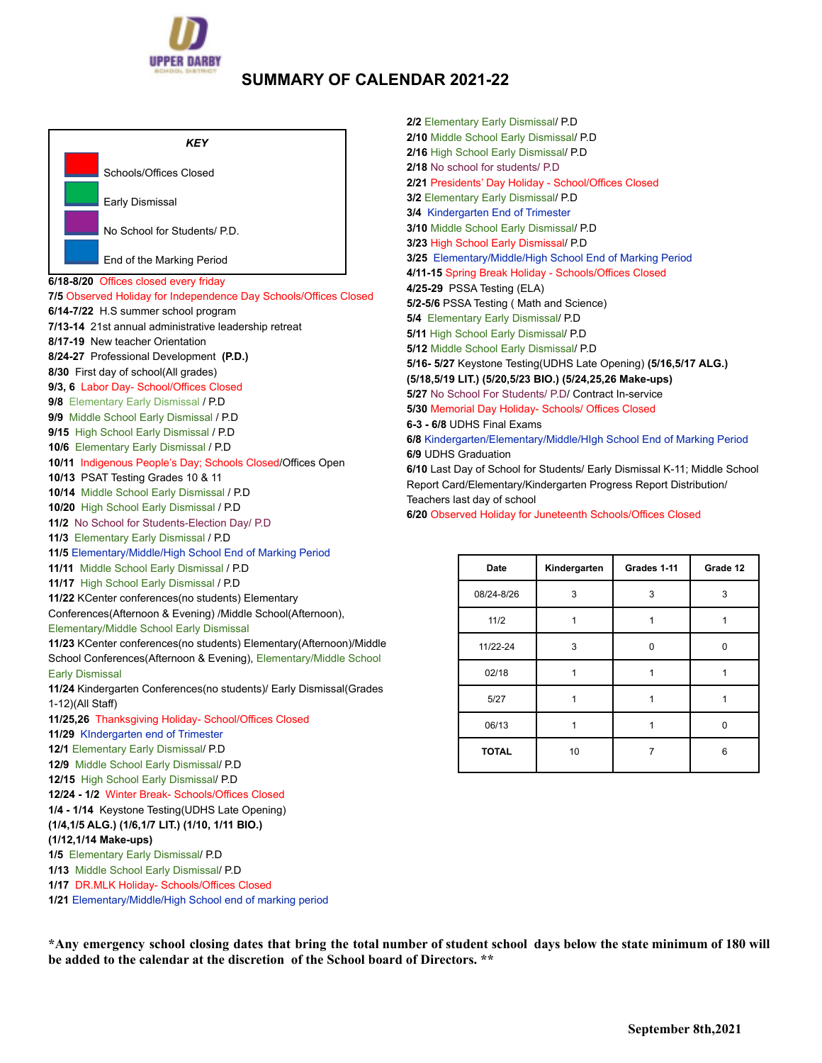# SUMMARY OF CALENDAR 2021-22

| *KEY* |
|---|
| Schools/Offices Closed (red) |
| Early Dismissal (green) |
| No School for Students/ P.D. (purple) |
| End of the Marking Period (blue) |

**6/18-8/20** Offices closed every friday
**7/5** Observed Holiday for Independence Day Schools/Offices Closed
**6/14-7/22** H.S summer school program
**7/13-14** 21st annual administrative leadership retreat
**8/17-19** New teacher Orientation
**8/24-27** Professional Development **(P.D.)**
**8/30** First day of school(All grades)
**9/3, 6** Labor Day- School/Offices Closed
**9/8** Elementary Early Dismissal / P.D
**9/9** Middle School Early Dismissal / P.D
**9/15** High School Early Dismissal / P.D
**10/6** Elementary Early Dismissal / P.D
**10/11** Indigenous People's Day; Schools Closed/Offices Open
**10/13** PSAT Testing Grades 10 & 11
**10/14** Middle School Early Dismissal / P.D
**10/20** High School Early Dismissal / P.D
**11/2** No School for Students-Election Day/ P.D
**11/3** Elementary Early Dismissal / P.D
**11/5** Elementary/Middle/High School End of Marking Period
**11/11** Middle School Early Dismissal / P.D
**11/17** High School Early Dismissal / P.D
**11/22** KCenter conferences(no students) Elementary Conferences(Afternoon & Evening) /Middle School(Afternoon), Elementary/Middle School Early Dismissal
**11/23** KCenter conferences(no students) Elementary(Afternoon)/Middle School Conferences(Afternoon & Evening), Elementary/Middle School Early Dismissal
**11/24** Kindergarten Conferences(no students)/ Early Dismissal(Grades 1-12)(All Staff)
**11/25,26** Thanksgiving Holiday- School/Offices Closed
**11/29** KIndergarten end of Trimester
**12/1** Elementary Early Dismissal/ P.D
**12/9** Middle School Early Dismissal/ P.D
**12/15** High School Early Dismissal/ P.D
**12/24 - 1/2** Winter Break- Schools/Offices Closed
**1/4 - 1/14** Keystone Testing(UDHS Late Opening)
**(1/4,1/5 ALG.) (1/6,1/7 LIT.) (1/10, 1/11 BIO.)**
**(1/12,1/14 Make-ups)**
**1/5** Elementary Early Dismissal/ P.D
**1/13** Middle School Early Dismissal/ P.D
**1/17** DR.MLK Holiday- Schools/Offices Closed
**1/21** Elementary/Middle/High School end of marking period
**2/2** Elementary Early Dismissal/ P.D
**2/10** Middle School Early Dismissal/ P.D
**2/16** High School Early Dismissal/ P.D
**2/18** No school for students/ P.D
**2/21** Presidents' Day Holiday - School/Offices Closed
**3/2** Elementary Early Dismissal/ P.D
**3/4** Kindergarten End of Trimester
**3/10** Middle School Early Dismissal/ P.D
**3/23** High School Early Dismissal/ P.D
**3/25** Elementary/Middle/High School End of Marking Period
**4/11-15** Spring Break Holiday - Schools/Offices Closed
**4/25-29** PSSA Testing (ELA)
**5/2-5/6** PSSA Testing ( Math and Science)
**5/4** Elementary Early Dismissal/ P.D
**5/11** High School Early Dismissal/ P.D
**5/12** Middle School Early Dismissal/ P.D
**5/16- 5/27** Keystone Testing(UDHS Late Opening) **(5/16,5/17 ALG.) (5/18,5/19 LIT.) (5/20,5/23 BIO.) (5/24,25,26 Make-ups)**
**5/27** No School For Students/ P.D/ Contract In-service
**5/30** Memorial Day Holiday- Schools/ Offices Closed
**6-3 - 6/8** UDHS Final Exams
**6/8** Kindergarten/Elementary/Middle/HIgh School End of Marking Period
**6/9** UDHS Graduation
**6/10** Last Day of School for Students/ Early Dismissal K-11; Middle School Report Card/Elementary/Kindergarten Progress Report Distribution/ Teachers last day of school
**6/20** Observed Holiday for Juneteenth Schools/Offices Closed

| Date | Kindergarten | Grades 1-11 | Grade 12 |
|---|---|---|---|
| 08/24-8/26 | 3 | 3 | 3 |
| 11/2 | 1 | 1 | 1 |
| 11/22-24 | 3 | 0 | 0 |
| 02/18 | 1 | 1 | 1 |
| 5/27 | 1 | 1 | 1 |
| 06/13 | 1 | 1 | 0 |
| **TOTAL** | 10 | 7 | 6 |

**\*Any emergency school closing dates that bring the total number of student school days below the state minimum of 180 will be added to the calendar at the discretion of the School board of Directors. \*\***

**September 8th,2021**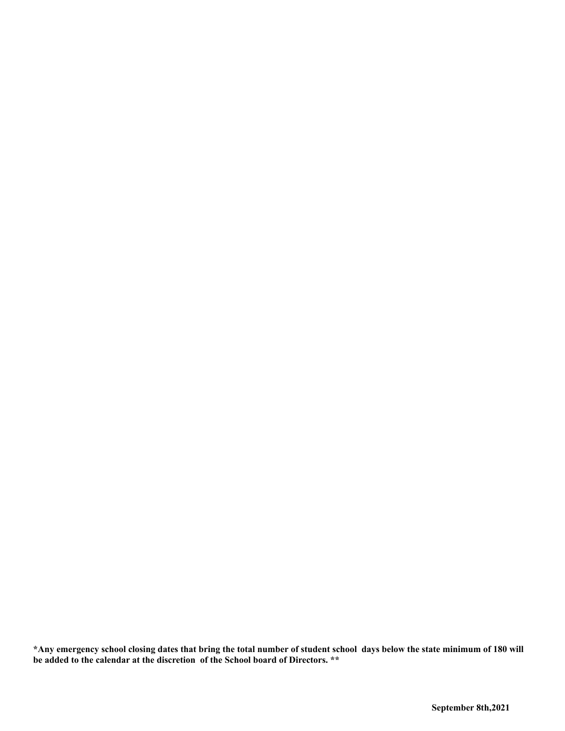**\*Any emergency school closing dates that bring the total number of student school days below the state minimum of 180 will be added to the calendar at the discretion of the School board of Directors. \*\***

**September 8th,2021**